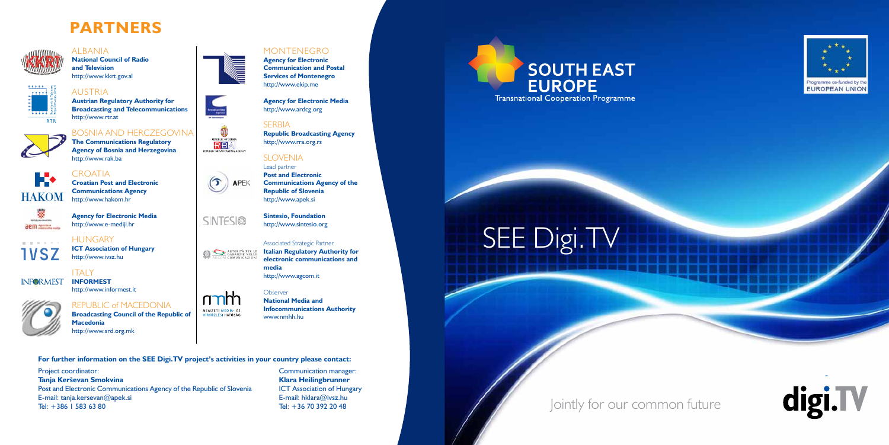# PARTNERS

### ALBANIA

**National Council of Radio and Television**
http://www.kkrt.gov.al

### AUSTRIA

**Austrian Regulatory Authority for Broadcasting and Telecommunications**
http://www.rtr.at

### BOSNIA AND HERCZEGOVINA

**The Communications Regulatory Agency of Bosnia and Herzegovina**
http://www.rak.ba

### CROATIA

**Croatian Post and Electronic Communications Agency**
http://www.hakom.hr

**Agency for Electronic Media**
http://www.e-mediji.hr

### HUNGARY

**ICT Association of Hungary**
http://www.ivsz.hu

### ITALY

**INFORMEST**
http://www.informest.it

### REPUBLIC of MACEDONIA

**Broadcasting Council of the Republic of Macedonia**
http://www.srd.org.mk

### MONTENEGRO

**Agency for Electronic Communication and Postal Services of Montenegro**
http://www.ekip.me

**Agency for Electronic Media**
http://www.ardcg.org

### SERBIA

**Republic Broadcasting Agency**
http://www.rra.org.rs

### SLOVENIA

Lead partner
**Post and Electronic Communications Agency of the Republic of Slovenia**
http://www.apek.si

**Sintesio, Foundation**
http://www.sintesio.org

Associated Strategic Partner
**Italian Regulatory Authority for electronic communications and media**
http://www.agcom.it

Observer
**National Media and Infocommunications Authority**
www.nmhh.hu

**For further information on the SEE Digi.TV project's activities in your country please contact:**

Project coordinator:
**TanjaTerševan Smokvina**
Post and Electronic Communications Agency of the Republic of Slovenia
E-mail: tanja.kersevan@apek.si
Tel: +386 1 583 63 80

Communication manager:
**Klara Heilingbrunner**
ICT Association of Hungary
E-mail: hklara@ivsz.hu
Tel: +36 70 392 20 48

**SOUTH EAST EUROPE**
Transnational Cooperation Programme

Programme co-funded by the EUROPEAN UNION

# SEE Digi.TV

Jointly for our common future

digi.TV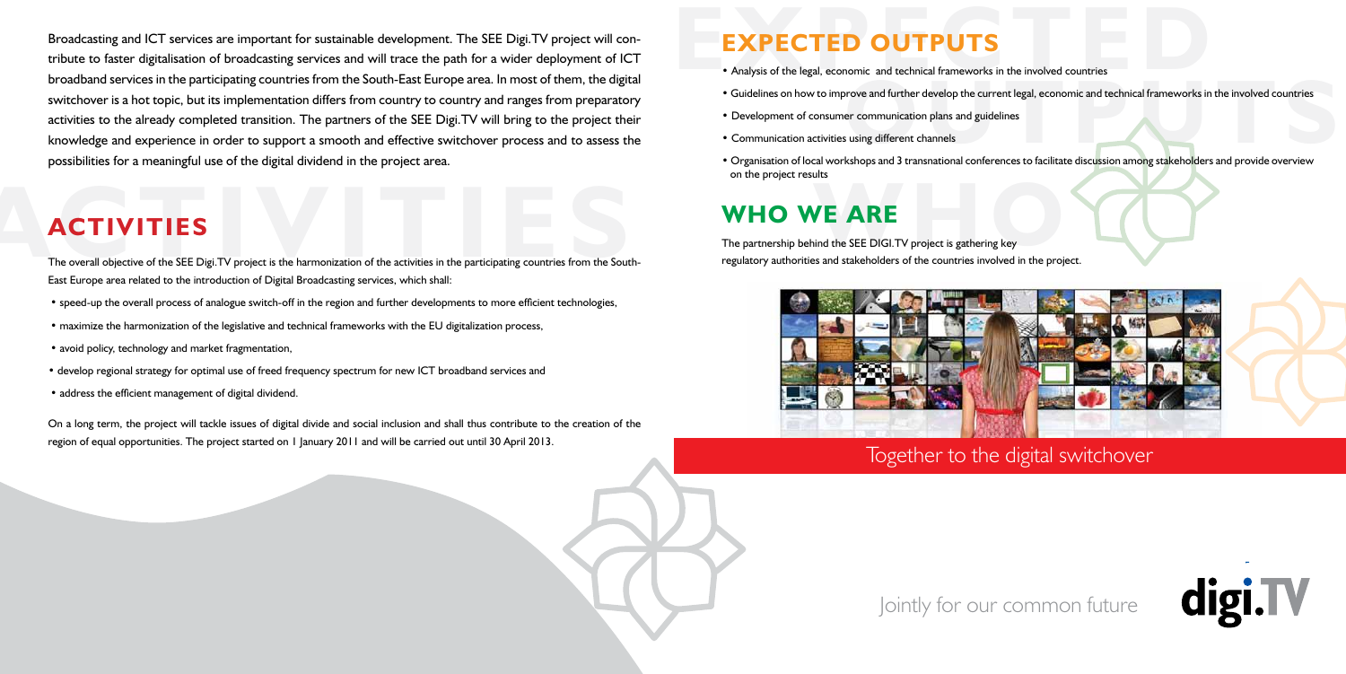Broadcasting and ICT services are important for sustainable development. The SEE Digi.TV project will contribute to faster digitalisation of broadcasting services and will trace the path for a wider deployment of ICT broadband services in the participating countries from the South-East Europe area. In most of them, the digital switchover is a hot topic, but its implementation differs from country to country and ranges from preparatory activities to the already completed transition. The partners of the SEE Digi.TV will bring to the project their knowledge and experience in order to support a smooth and effective switchover process and to assess the possibilities for a meaningful use of the digital dividend in the project area.

## ACTIVITIES

The overall objective of the SEE Digi.TV project is the harmonization of the activities in the participating countries from the South-East Europe area related to the introduction of Digital Broadcasting services, which shall:

- speed-up the overall process of analogue switch-off in the region and further developments to more efficient technologies,
- maximize the harmonization of the legislative and technical frameworks with the EU digitalization process,
- avoid policy, technology and market fragmentation,
- develop regional strategy for optimal use of freed frequency spectrum for new ICT broadband services and
- address the efficient management of digital dividend.

On a long term, the project will tackle issues of digital divide and social inclusion and shall thus contribute to the creation of the region of equal opportunities. The project started on 1 January 2011 and will be carried out until 30 April 2013.

## EXPECTED OUTPUTS

- Analysis of the legal, economic and technical frameworks in the involved countries
- Guidelines on how to improve and further develop the current legal, economic and technical frameworks in the involved countries
- Development of consumer communication plans and guidelines
- Communication activities using different channels
- Organisation of local workshops and 3 transnational conferences to facilitate discussion among stakeholders and provide overview on the project results

## WHO WE ARE

The partnership behind the SEE DIGI.TV project is gathering key regulatory authorities and stakeholders of the countries involved in the project.

Together to the digital switchover

Jointly for our common future

digi.TV